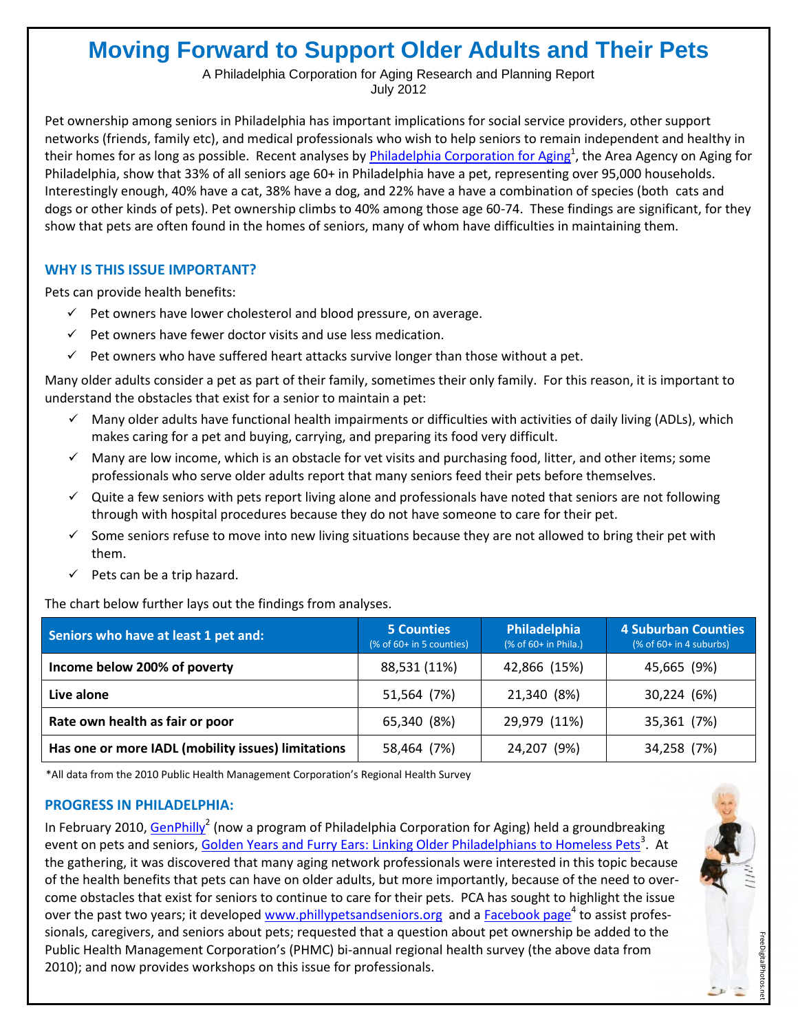# Moving Forward to Support Older Adults and Their Pets

A Philadelphia Corporation for Aging Research and Planning Report
July 2012

Pet ownership among seniors in Philadelphia has important implications for social service providers, other support networks (friends, family etc), and medical professionals who wish to help seniors to remain independent and healthy in their homes for as long as possible. Recent analyses by Philadelphia Corporation for Aging[1], the Area Agency on Aging for Philadelphia, show that 33% of all seniors age 60+ in Philadelphia have a pet, representing over 95,000 households. Interestingly enough, 40% have a cat, 38% have a dog, and 22% have a have a combination of species (both cats and dogs or other kinds of pets). Pet ownership climbs to 40% among those age 60-74. These findings are significant, for they show that pets are often found in the homes of seniors, many of whom have difficulties in maintaining them.

## WHY IS THIS ISSUE IMPORTANT?

Pets can provide health benefits:

- ✓ Pet owners have lower cholesterol and blood pressure, on average.
- ✓ Pet owners have fewer doctor visits and use less medication.
- ✓ Pet owners who have suffered heart attacks survive longer than those without a pet.

Many older adults consider a pet as part of their family, sometimes their only family. For this reason, it is important to understand the obstacles that exist for a senior to maintain a pet:

- ✓ Many older adults have functional health impairments or difficulties with activities of daily living (ADLs), which makes caring for a pet and buying, carrying, and preparing its food very difficult.
- ✓ Many are low income, which is an obstacle for vet visits and purchasing food, litter, and other items; some professionals who serve older adults report that many seniors feed their pets before themselves.
- ✓ Quite a few seniors with pets report living alone and professionals have noted that seniors are not following through with hospital procedures because they do not have someone to care for their pet.
- ✓ Some seniors refuse to move into new living situations because they are not allowed to bring their pet with them.
- ✓ Pets can be a trip hazard.

The chart below further lays out the findings from analyses.

| Seniors who have at least 1 pet and: | 5 Counties (% of 60+ in 5 counties) | Philadelphia (% of 60+ in Phila.) | 4 Suburban Counties (% of 60+ in 4 suburbs) |
|---|---|---|---|
| **Income below 200% of poverty** | 88,531 (11%) | 42,866 (15%) | 45,665 (9%) |
| **Live alone** | 51,564 (7%) | 21,340 (8%) | 30,224 (6%) |
| **Rate own health as fair or poor** | 65,340 (8%) | 29,979 (11%) | 35,361 (7%) |
| **Has one or more IADL (mobility issues) limitations** | 58,464 (7%) | 24,207 (9%) | 34,258 (7%) |

*All data from the 2010 Public Health Management Corporation's Regional Health Survey

## PROGRESS IN PHILADELPHIA:

In February 2010, GenPhilly[2] (now a program of Philadelphia Corporation for Aging) held a groundbreaking event on pets and seniors, Golden Years and Furry Ears: Linking Older Philadelphians to Homeless Pets[3]. At the gathering, it was discovered that many aging network professionals were interested in this topic because of the health benefits that pets can have on older adults, but more importantly, because of the need to overcome obstacles that exist for seniors to continue to care for their pets. PCA has sought to highlight the issue over the past two years; it developed www.phillypetsandseniors.org and a Facebook page[4] to assist professionals, caregivers, and seniors about pets; requested that a question about pet ownership be added to the Public Health Management Corporation's (PHMC) bi-annual regional health survey (the above data from 2010); and now provides workshops on this issue for professionals.

FreeDigitalPhotos.net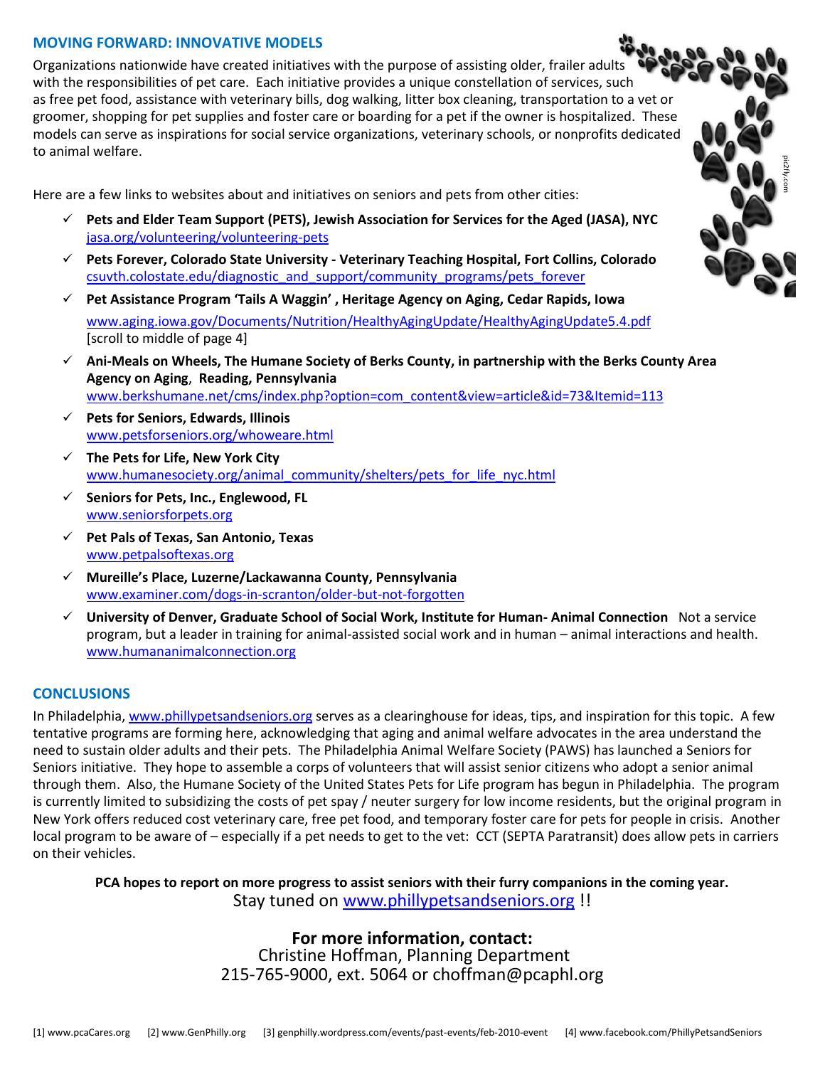## MOVING FORWARD: INNOVATIVE MODELS

Organizations nationwide have created initiatives with the purpose of assisting older, frailer adults with the responsibilities of pet care. Each initiative provides a unique constellation of services, such as free pet food, assistance with veterinary bills, dog walking, litter box cleaning, transportation to a vet or groomer, shopping for pet supplies and foster care or boarding for a pet if the owner is hospitalized. These models can serve as inspirations for social service organizations, veterinary schools, or nonprofits dedicated to animal welfare.

Here are a few links to websites about and initiatives on seniors and pets from other cities:

- ✓ **Pets and Elder Team Support (PETS), Jewish Association for Services for the Aged (JASA), NYC**
  jasa.org/volunteering/volunteering-pets
- ✓ **Pets Forever, Colorado State University - Veterinary Teaching Hospital, Fort Collins, Colorado**
  csuvth.colostate.edu/diagnostic_and_support/community_programs/pets_forever
- ✓ **Pet Assistance Program 'Tails A Waggin' , Heritage Agency on Aging, Cedar Rapids, Iowa**
  www.aging.iowa.gov/Documents/Nutrition/HealthyAgingUpdate/HealthyAgingUpdate5.4.pdf
  [scroll to middle of page 4]
- ✓ **Ani-Meals on Wheels, The Humane Society of Berks County, in partnership with the Berks County Area Agency on Aging, Reading, Pennsylvania**
  www.berkshumane.net/cms/index.php?option=com_content&view=article&id=73&Itemid=113
- ✓ **Pets for Seniors, Edwards, Illinois**
  www.petsforseniors.org/whoweare.html
- ✓ **The Pets for Life, New York City**
  www.humanesociety.org/animal_community/shelters/pets_for_life_nyc.html
- ✓ **Seniors for Pets, Inc., Englewood, FL**
  www.seniorsforpets.org
- ✓ **Pet Pals of Texas, San Antonio, Texas**
  www.petpalsoftexas.org
- ✓ **Mureille's Place, Luzerne/Lackawanna County, Pennsylvania**
  www.examiner.com/dogs-in-scranton/older-but-not-forgotten
- ✓ **University of Denver, Graduate School of Social Work, Institute for Human- Animal Connection** Not a service program, but a leader in training for animal-assisted social work and in human – animal interactions and health.
  www.humananimalconnection.org

## CONCLUSIONS

In Philadelphia, www.phillypetsandseniors.org serves as a clearinghouse for ideas, tips, and inspiration for this topic. A few tentative programs are forming here, acknowledging that aging and animal welfare advocates in the area understand the need to sustain older adults and their pets. The Philadelphia Animal Welfare Society (PAWS) has launched a Seniors for Seniors initiative. They hope to assemble a corps of volunteers that will assist senior citizens who adopt a senior animal through them. Also, the Humane Society of the United States Pets for Life program has begun in Philadelphia. The program is currently limited to subsidizing the costs of pet spay / neuter surgery for low income residents, but the original program in New York offers reduced cost veterinary care, free pet food, and temporary foster care for pets for people in crisis. Another local program to be aware of – especially if a pet needs to get to the vet: CCT (SEPTA Paratransit) does allow pets in carriers on their vehicles.

**PCA hopes to report on more progress to assist seniors with their furry companions in the coming year.**
Stay tuned on www.phillypetsandseniors.org !!

**For more information, contact:**
Christine Hoffman, Planning Department
215-765-9000, ext. 5064 or choffman@pcaphl.org

[1] www.pcaCares.org [2] www.GenPhilly.org [3] genphilly.wordpress.com/events/past-events/feb-2010-event [4] www.facebook.com/PhillyPetsandSeniors